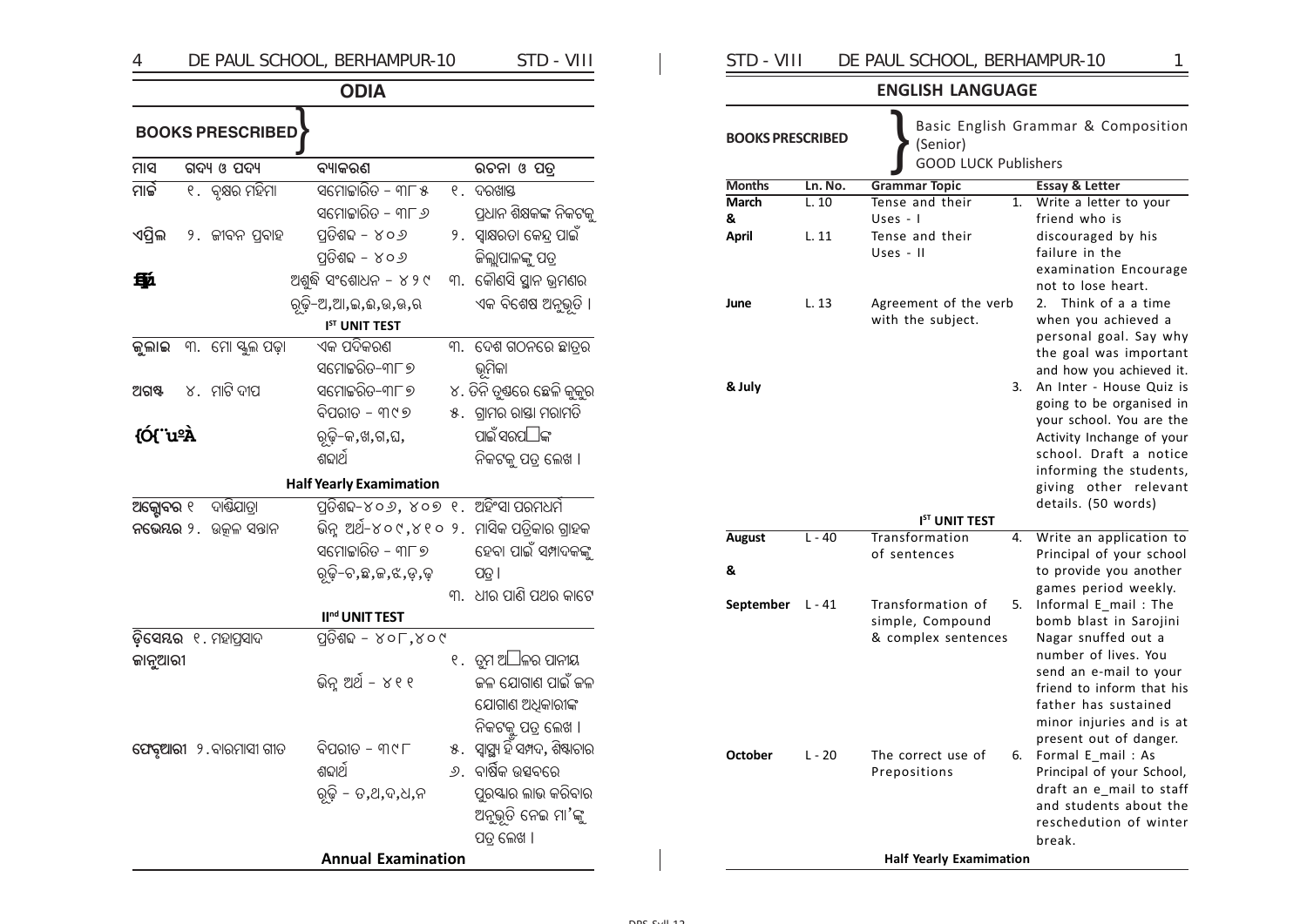## ODIA

**BOOKS PRESCRIBED**

| ମାସ | ଗଦ୍ୟ ଓ ପଦ୍ୟ | ବ୍ୟାକରଣ | ରଚନା ଓ ପତ୍ର |
|---|---|---|---|
| ମାର୍ଚ୍ଚ | ୧. ବୃକ୍ଷର ମହିମା | ସମୋଚ୍ଚାରିତ – ୩୮୫<br>ସମୋଚ୍ଚାରିତ – ୩୮୬ | ୧. ଦରଖାସ୍ତ ପ୍ରଧାନ ଶିକ୍ଷକଙ୍କ ନିକଟକୁ |
| ଏପ୍ରିଲ | ୨. ଜୀବନ ପ୍ରବାହ | ପ୍ରତିଶବ୍ଦ – ୪୦୬<br>ପ୍ରତିଶବ୍ଦ – ୪୦୬ | ୨. ସ୍ୱାକ୍ଷରତା କେନ୍ଦ୍ର ପାଇଁ ଜିଲ୍ଲାପାଳଙ୍କୁ ପତ୍ର |
| ଜୁନ | | ଅଶୁଦ୍ଧି ସଂଶୋଧନ – ୪୨୯<br>ରୂଢ଼ି–ଅ,ଆ,ଇ,ଈ,ଉ,ଊ,ର | ୩. କୌଣସି ସ୍ଥାନ ଭ୍ରମଣର ଏକ ବିଶେଷ ଅନୁଭୂତି । |
| | | **I[ST] UNIT TEST** | |
| ଜୁଲାଇ | ୩. ମୋ ସ୍କୁଲ ପଢ଼ା | ଏକ ପଦିକରଣ<br>ସମୋଚ୍ଚରିତ–୩୮୭ | ୩. ଦେଶ ଗଠନରେ ଛାତ୍ରର ଭୂମିକା |
| ଅଗଷ୍ଟ | ୪. ମାଟି ଦୀପ | ସମୋଚ୍ଚରିତ–୩୮୭<br>ବିପରୀତ – ୩୯୭ | ୪. ତିନି ତୁଣ୍ଡରେ ଛେଳି କୁକୁର<br>୫. ଗ୍ରାମର ରାସ୍ତା ମରାମତି ପାଇଁ ସରପଞ୍ଚଙ୍କ ନିକଟକୁ ପତ୍ର ଲେଖ । |
| ସେପ୍ଟେମ୍ବର | | ରୂଢ଼ି–କ,ଖ,ଗ,ଘ,<br>ଶବ୍ଦାର୍ଥ | |
| | | **Half Yearly Examimation** | |
| ଅକ୍ଟୋବର | ୧. ଦାଣ୍ଡିଯାତ୍ରା | ପ୍ରତିଶବ୍ଦ–୪୦୬, ୪୦୭ | ୧. ଅହିଂସା ପରମଧର୍ମ |
| ନଭେମ୍ବର | ୨. ଉତ୍କଳ ସନ୍ତାନ | ଭିନ୍ନ ଅର୍ଥ–୪୦୯,୪୧୦<br>ସମୋଚ୍ଚାରିତ – ୩୮୭<br>ରୂଢ଼ି–ଚ,ଛ,ଜ,ଝ,ଡ଼,ଢ଼ | ୨. ମାସିକ ପତ୍ରିକାର ଗ୍ରାହକ ହେବା ପାଇଁ ସମ୍ପାଦକଙ୍କୁ ପତ୍ର ।<br>୩. ଧୀର ପାଣି ପଥର କାଟେ |
| | | **II[nd] UNIT TEST** | |
| ଡ଼ିସେମ୍ବର | ୧. ମହାପ୍ରସାଦ | ପ୍ରତିଶବ୍ଦ – ୪୦୮,୪୦୯ | |
| ଜାନୁଆରୀ | | ଭିନ୍ନ ଅର୍ଥ – ୪୧୧ | ୧. ତୁମ ଅଞ୍ଚଳର ପାନୀୟ ଜଳ ଯୋଗାଣ ପାଇଁ ଜଳ ଯୋଗାଣ ଅଧିକାରୀଙ୍କ ନିକଟକୁ ପତ୍ର ଲେଖ । |
| ଫେବୃଆରୀ | ୨. ବାରମାସୀ ଗୀତ | ବିପରୀତ – ୩୯୮<br>ଶବ୍ଦାର୍ଥ<br>ରୂଢ଼ି – ତ,ଥ,ଦ,ଧ,ନ | ୫. ସ୍ୱାସ୍ଥ୍ୟ ହିଁ ସମ୍ପଦ, ଶିଷ୍ଟାଚାର<br>୬. ବାର୍ଷିକ ଉତ୍ସବରେ ପୁରସ୍କାର ଲାଭ କରିବାର ଅନୁଭୂତି ନେଇ ମା'ଙ୍କୁ ପତ୍ର ଲେଖ । |
| | | **Annual Examination** | |

## ENGLISH LANGUAGE

**BOOKS PRESCRIBED** — Basic English Grammar & Composition (Senior) GOOD LUCK Publishers

| Months | Ln. No. | Grammar Topic | Essay & Letter |
|---|---|---|---|
| March & | L. 10 | Tense and their Uses - I | 1. Write a letter to your friend who is discouraged by his failure in the examination Encourage not to lose heart. |
| April | L. 11 | Tense and their Uses - II | |
| June | L. 13 | Agreement of the verb with the subject. | 2. Think of a a time when you achieved a personal goal. Say why the goal was important and how you achieved it. |
| & July | | | 3. An Inter - House Quiz is going to be organised in your school. You are the Activity Inchange of your school. Draft a notice informing the students, giving other relevant details. (50 words) |
| | | **I[ST] UNIT TEST** | |
| August & | L - 40 | Transformation of sentences | 4. Write an application to Principal of your school to provide you another games period weekly. |
| September | L - 41 | Transformation of simple, Compound & complex sentences | 5. Informal E_mail : The bomb blast in Sarojini Nagar snuffed out a number of lives. You send an e-mail to your friend to inform that his father has sustained minor injuries and is at present out of danger. |
| October | L - 20 | The correct use of Prepositions | 6. Formal E_mail : As Principal of your School, draft an e_mail to staff and students about the reschedution of winter break. |
| | | **Half Yearly Examimation** | |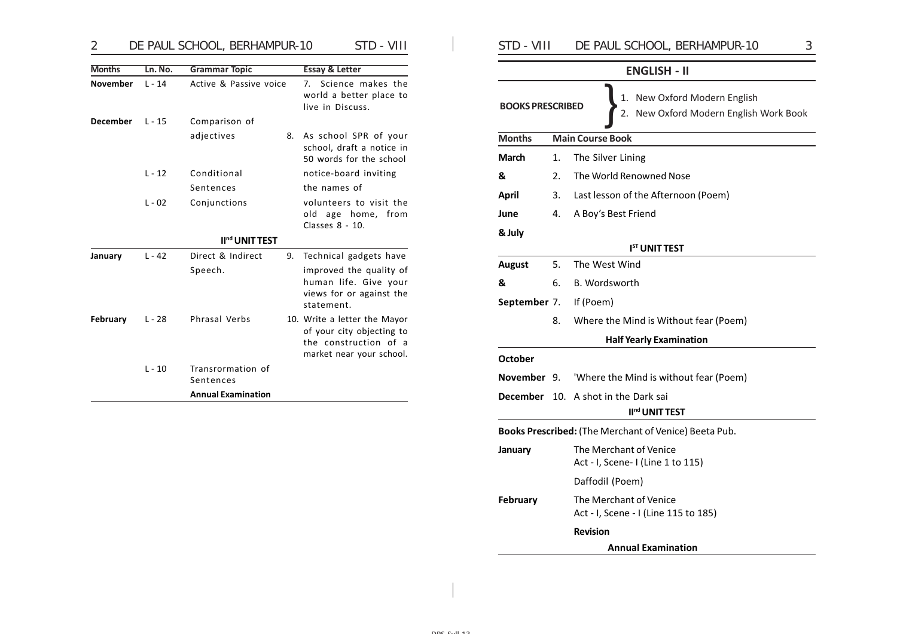| Months | Ln. No. | Grammar Topic | Essay & Letter |
|---|---|---|---|
| November | L - 14 | Active & Passive voice | 7. Science makes the world a better place to live in Discuss. |
| December | L - 15 | Comparison of adjectives | 8. As school SPR of your school, draft a notice in 50 words for the school notice-board inviting the names of volunteers to visit the old age home, from Classes 8 - 10. |
| | L - 12 | Conditional Sentences | |
| | L - 02 | Conjunctions | |
| | | **IInd UNIT TEST** | |
| January | L - 42 | Direct & Indirect Speech. | 9. Technical gadgets have improved the quality of human life. Give your views for or against the statement. |
| February | L - 28 | Phrasal Verbs | 10. Write a letter the Mayor of your city objecting to the construction of a market near your school. |
| | L - 10 | Transrormation of Sentences | |
| | | **Annual Examination** | |

## ENGLISH - II

**BOOKS PRESCRIBED**
1. New Oxford Modern English
2. New Oxford Modern English Work Book

| Months | | Main Course Book |
|---|---|---|
| March & April June & July | 1. | The Silver Lining |
| | 2. | The World Renowned Nose |
| | 3. | Last lesson of the Afternoon (Poem) |
| | 4. | A Boy's Best Friend |
| | | **IST UNIT TEST** |
| August & September | 5. | The West Wind |
| | 6. | B. Wordsworth |
| | 7. | If (Poem) |
| | 8. | Where the Mind is Without fear (Poem) |
| | | **Half Yearly Examination** |
| October November | 9. | 'Where the Mind is without fear (Poem) |
| December | 10. | A shot in the Dark sai |
| | | **IInd UNIT TEST** |

**Books Prescribed:** (The Merchant of Venice) Beeta Pub.

| | |
|---|---|
| January | The Merchant of Venice<br>Act - I, Scene- I (Line 1 to 115)<br>Daffodil (Poem) |
| February | The Merchant of Venice<br>Act - I, Scene - I (Line 115 to 185)<br>**Revision** |
| | **Annual Examination** |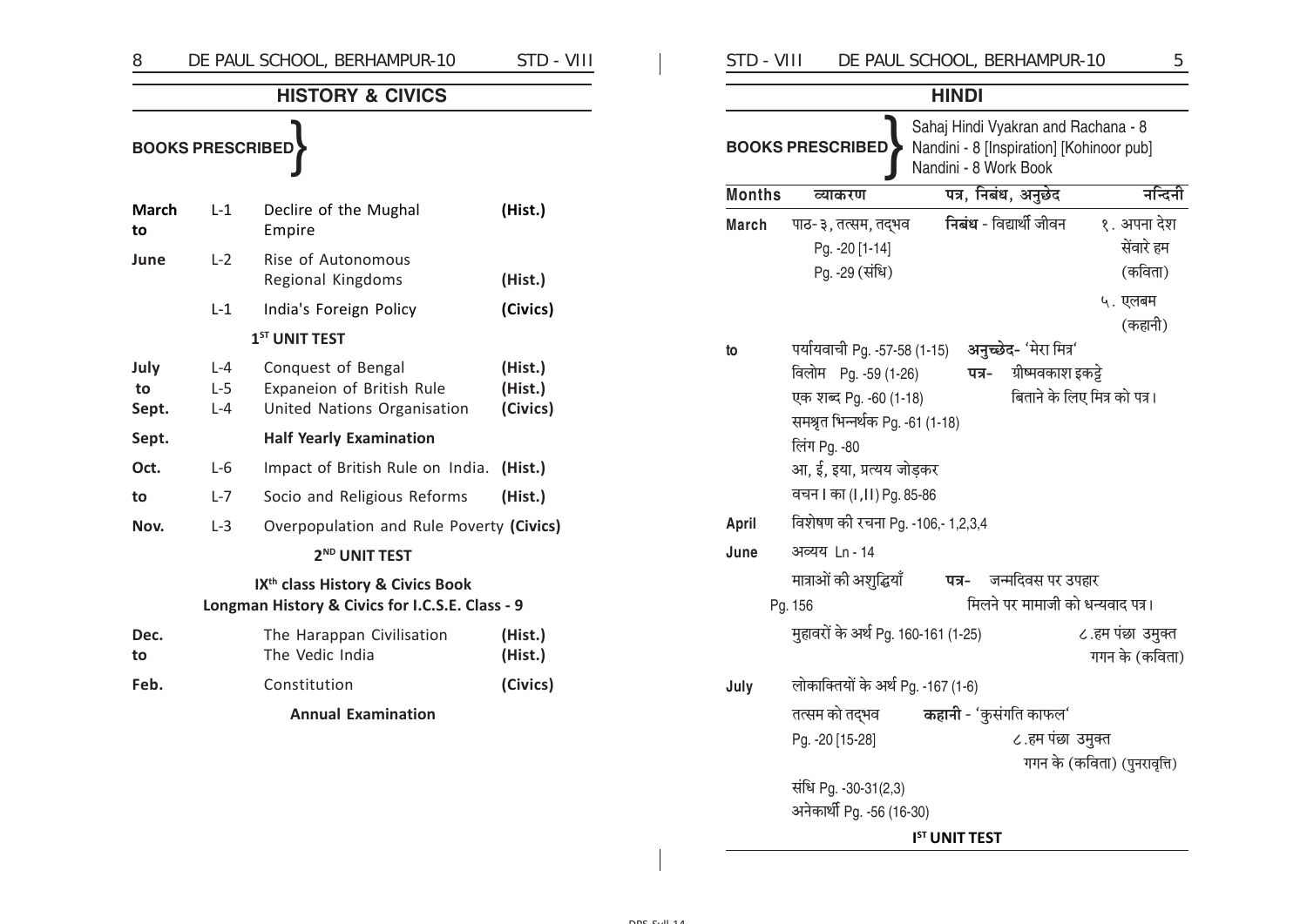## HISTORY & CIVICS

**BOOKS PRESCRIBED**

| | | | |
|---|---|---|---|
| **March to June** | L-1 | Declire of the Mughal Empire | **(Hist.)** |
| | L-2 | Rise of Autonomous Regional Kingdoms | **(Hist.)** |
| | L-1 | India's Foreign Policy | **(Civics)** |
| | | **1ST UNIT TEST** | |
| **July to Sept.** | L-4 | Conquest of Bengal | **(Hist.)** |
| | L-5 | Expaneion of British Rule | **(Hist.)** |
| | L-4 | United Nations Organisation | **(Civics)** |
| **Sept.** | | **Half Yearly Examination** | |
| **Oct. to Nov.** | L-6 | Impact of British Rule on India. | **(Hist.)** |
| | L-7 | Socio and Religious Reforms | **(Hist.)** |
| | L-3 | Overpopulation and Rule Poverty | **(Civics)** |
| | | **2ND UNIT TEST** | |

**IXth class History & Civics Book**
**Longman History & Civics for I.C.S.E. Class - 9**

| | | |
|---|---|---|
| **Dec. to Feb.** | The Harappan Civilisation | **(Hist.)** |
| | The Vedic India | **(Hist.)** |
| | Constitution | **(Civics)** |
| | **Annual Examination** | |

## HINDI

**BOOKS PRESCRIBED**
- Sahaj Hindi Vyakran and Rachana - 8
- Nandini - 8 [Inspiration] [Kohinoor pub]
- Nandini - 8 Work Book

| Months | व्याकरण | पत्र, निबंध, अनुछेद | नन्दिनी |
|---|---|---|---|
| **March** | पाठ-३, तत्सम, तद्भव Pg. -20 [1-14] Pg. -29 (संधि) | **निबंध** - विद्यार्थी जीवन | १. अपना देश सेंवारे हम (कविता) ५. एलबम (कहानी) |
| **to** | पर्यायवाची Pg. -57-58 (1-15) विलोम Pg. -59 (1-26) एक शब्द Pg. -60 (1-18) समश्रुत भिन्नर्थक Pg. -61 (1-18) लिंग Pg. -80 आ, ई, इया, प्रत्यय जोड़कर वचन I का (I,II) Pg. 85-86 | **अनुच्छेद**- 'मेरा मित्र' **पत्र**- ग्रीष्मवकाश इकट्ठे बिताने के लिए मित्र को पत्र। | |
| **April** | विशेषण की रचना Pg. -106,- 1,2,3,4 | | |
| **June** | अव्यय Ln - 14 मात्राओं की अशुद्धियाँ Pg. 156 मुहावरों के अर्थ Pg. 160-161 (1-25) | **पत्र**- जन्मदिवस पर उपहार मिलने पर मामाजी को धन्यवाद पत्र। | ८.हम पंछा उमुक्त गगन के (कविता) |
| **July** | लोकाक्तियों के अर्थ Pg. -167 (1-6) तत्सम को तद्भव Pg. -20 [15-28] संधि Pg. -30-31(2,3) अनेकार्थी Pg. -56 (16-30) | **कहानी** - 'कुसंगति काफल' | ८.हम पंछा उमुक्त गगन के (कविता) (पुनरावृत्ति) |
| | **IST UNIT TEST** | | |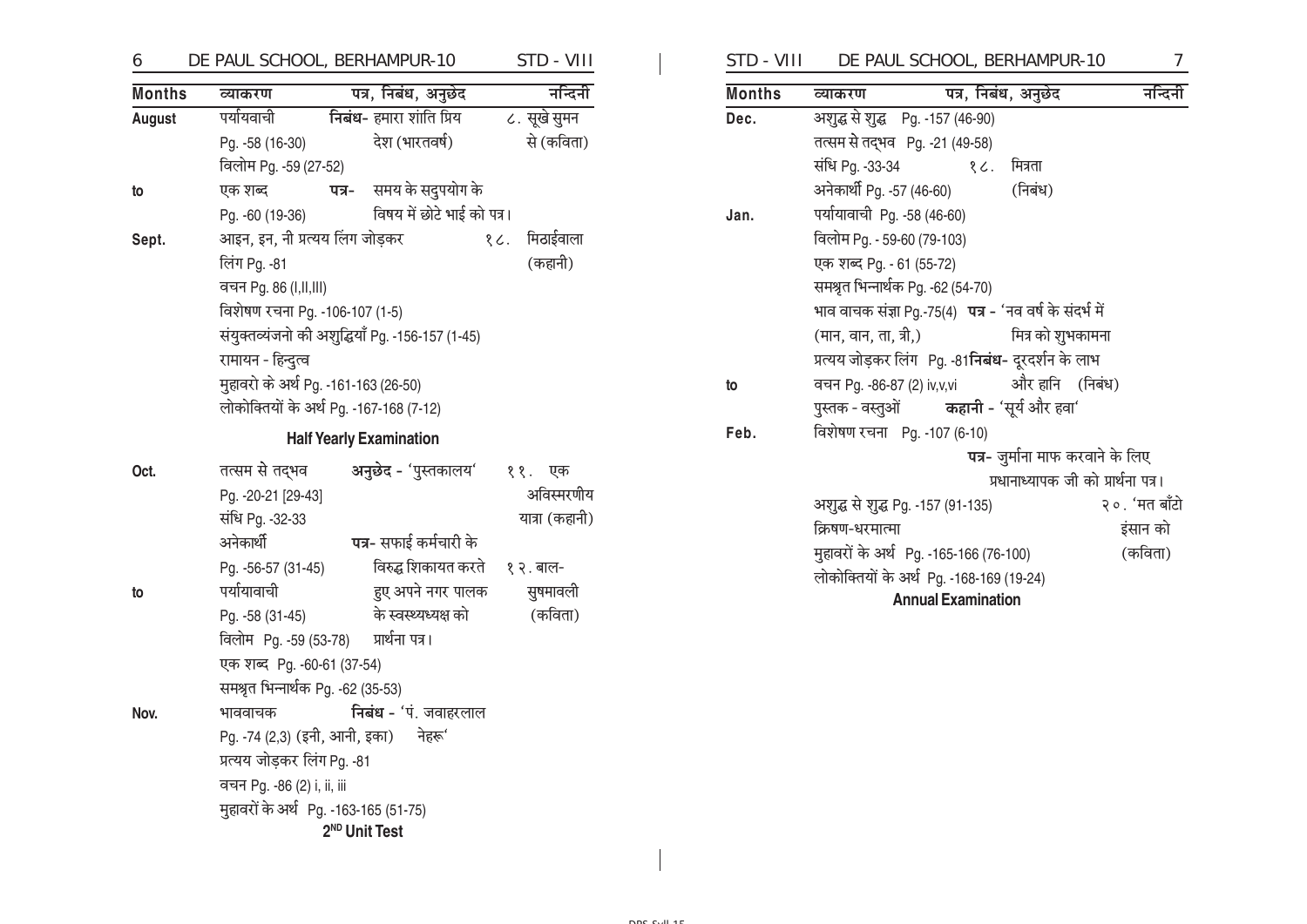| Months | व्याकरण | पत्र, निबंध, अनुछेद | नन्दिनी |
|---|---|---|---|
| August | पर्यायवाची Pg. -58 (16-30) | **निबंध-** हमारा शांति प्रिय देश (भारतवर्ष) | ८. सूखे सुमन से (कविता) |
| | विलोम Pg. -59 (27-52) | | |
| to | एक शब्द Pg. -60 (19-36) | **पत्र-** समय के सदुपयोग के विषय में छोटे भाई को पत्र। | |
| Sept. | आइन, इन, नी प्रत्यय लिंग जोड़कर लिंग Pg. -81 | | १८. मिठाईवाला (कहानी) |
| | वचन Pg. 86 (I,II,III) | | |
| | विशेषण रचना Pg. -106-107 (1-5) | | |
| | संयुक्तव्यंजनो की अशुद्धियाँ Pg. -156-157 (1-45) | | |
| | रामायन - हिन्दुत्व | | |
| | मुहावरो के अर्थ Pg. -161-163 (26-50) | | |
| | लोकोक्तियों के अर्थ Pg. -167-168 (7-12) | | |
| | **Half Yearly Examination** | | |
| Oct. | तत्सम से तद्भव Pg. -20-21 [29-43] | **अनुछेद -** 'पुस्तकालय' | ११. एक अविस्मरणीय यात्रा (कहानी) |
| | संधि Pg. -32-33 | | |
| | अनेकार्थी Pg. -56-57 (31-45) | **पत्र-** सफाई कर्मचारी के विरुद्ध शिकायत करते हुए अपने नगर पालक के स्वस्थ्यध्यक्ष को प्रार्थना पत्र। | १२. बाल-सुषमावली (कविता) |
| to | पर्यायवाची Pg. -58 (31-45) | | |
| | विलोम Pg. -59 (53-78) | | |
| | एक शब्द Pg. -60-61 (37-54) | | |
| | समश्रुत भिन्नार्थक Pg. -62 (35-53) | | |
| Nov. | भाववाचक Pg. -74 (2,3) (इनी, आनी, इका) | **निबंध -** 'पं. जवाहरलाल नेहरू' | |
| | प्रत्यय जोड़कर लिंग Pg. -81 | | |
| | वचन Pg. -86 (2) i, ii, iii | | |
| | मुहावरों के अर्थ Pg. -163-165 (51-75) | | |
| | **2[ND] Unit Test** | | |

| Months | व्याकरण | पत्र, निबंध, अनुछेद | नन्दिनी |
|---|---|---|---|
| Dec. | अशुद्ध से शुद्ध Pg. -157 (46-90) | | |
| | तत्सम से तद्भव Pg. -21 (49-58) | | |
| | संधि Pg. -33-34 | | १८. मित्रता (निबंध) |
| | अनेकार्थी Pg. -57 (46-60) | | |
| Jan. | पर्यायावाची Pg. -58 (46-60) | | |
| | विलोम Pg. - 59-60 (79-103) | | |
| | एक शब्द Pg. - 61 (55-72) | | |
| | समश्रुत भिन्नार्थक Pg. -62 (54-70) | | |
| | भाव वाचक संज्ञा Pg.-75(4) (मान, वान, ता, त्री,) | **पत्र -** 'नव वर्ष के संदर्भ में मित्र को शुभकामना | |
| | प्रत्यय जोड़कर लिंग Pg. -81 | **निबंध-** दूरदर्शन के लाभ और हानि (निबंध) | |
| to | वचन Pg. -86-87 (2) iv,v,vi | | |
| | पुस्तक - वस्तुओं | **कहानी -** 'सूर्य और हवा' | |
| Feb. | विशेषण रचना Pg. -107 (6-10) | **पत्र-** जुर्माना माफ करवाने के लिए प्रधानाध्यापक जी को प्रार्थना पत्र। | |
| | अशुद्ध से शुद्ध Pg. -157 (91-135) | | २०. 'मत बाँटो इंसान को (कविता) |
| | क्रिषण-धरमात्मा | | |
| | मुहावरों के अर्थ Pg. -165-166 (76-100) | | |
| | लोकोक्तियों के अर्थ Pg. -168-169 (19-24) | | |
| | **Annual Examination** | | |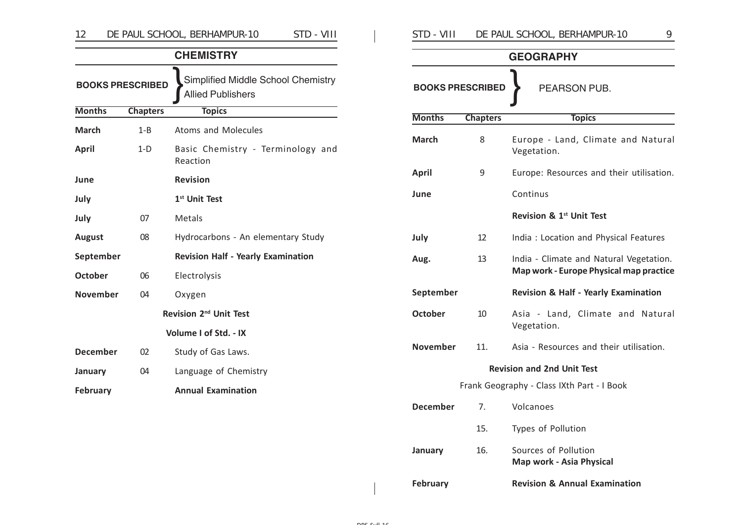## CHEMISTRY

**BOOKS PRESCRIBED** } Simplified Middle School Chemistry
Allied Publishers

| Months | Chapters | Topics |
|---|---|---|
| **March** | 1-B | Atoms and Molecules |
| **April** | 1-D | Basic Chemistry - Terminology and Reaction |
| **June** | | **Revision** |
| **July** | | **1st Unit Test** |
| **July** | 07 | Metals |
| **August** | 08 | Hydrocarbons - An elementary Study |
| **September** | | **Revision Half - Yearly Examination** |
| **October** | 06 | Electrolysis |
| **November** | 04 | Oxygen |
| | | **Revision 2nd Unit Test** |
| | | **Volume I of Std. - IX** |
| **December** | 02 | Study of Gas Laws. |
| **January** | 04 | Language of Chemistry |
| **February** | | **Annual Examination** |

## GEOGRAPHY

**BOOKS PRESCRIBED** } PEARSON PUB.

| Months | Chapters | Topics |
|---|---|---|
| **March** | 8 | Europe - Land, Climate and Natural Vegetation. |
| **April** | 9 | Europe: Resources and their utilisation. |
| **June** | | Continus |
| | | **Revision & 1st Unit Test** |
| **July** | 12 | India : Location and Physical Features |
| **Aug.** | 13 | India - Climate and Natural Vegetation. **Map work - Europe Physical map practice** |
| **September** | | **Revision & Half - Yearly Examination** |
| **October** | 10 | Asia - Land, Climate and Natural Vegetation. |
| **November** | 11. | Asia - Resources and their utilisation. |
| | | **Revision and 2nd Unit Test** |
| | | Frank Geography - Class IXth Part - I Book |
| **December** | 7. | Volcanoes |
| | 15. | Types of Pollution |
| **January** | 16. | Sources of Pollution **Map work - Asia Physical** |
| **February** | | **Revision & Annual Examination** |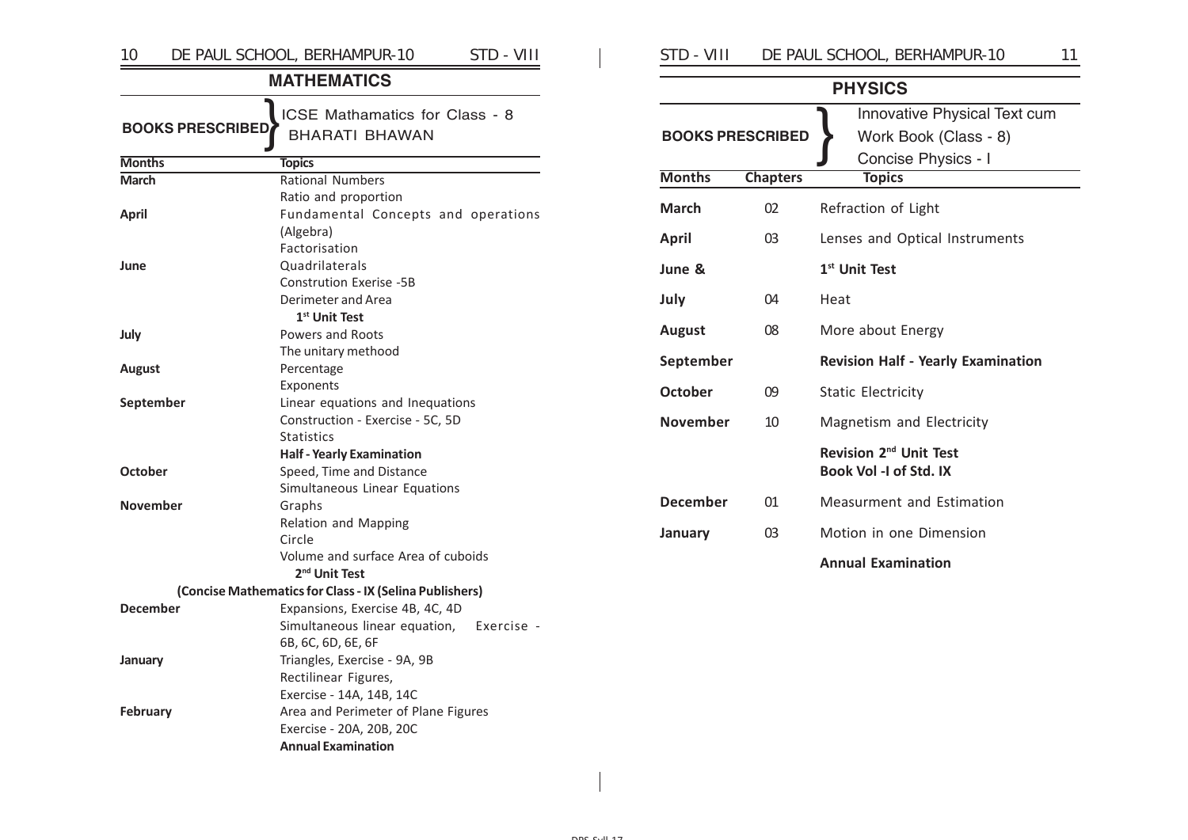## MATHEMATICS

**BOOKS PRESCRIBED** } ICSE Mathamatics for Class - 8 BHARATI BHAWAN

| Months | Topics |
|---|---|
| March | Rational Numbers |
| | Ratio and proportion |
| April | Fundamental Concepts and operations (Algebra) |
| | Factorisation |
| June | Quadrilaterals |
| | Constrution Exerise -5B |
| | Derimeter and Area |
| | **1st Unit Test** |
| July | Powers and Roots |
| | The unitary methood |
| August | Percentage |
| | Exponents |
| September | Linear equations and Inequations |
| | Construction - Exercise - 5C, 5D |
| | Statistics |
| | **Half - Yearly Examination** |
| October | Speed, Time and Distance |
| | Simultaneous Linear Equations |
| November | Graphs |
| | Relation and Mapping |
| | Circle |
| | Volume and surface Area of cuboids |
| | **2nd Unit Test** |
| **(Concise Mathematics for Class - IX (Selina Publishers)** | |
| December | Expansions, Exercise 4B, 4C, 4D |
| | Simultaneous linear equation, Exercise - 6B, 6C, 6D, 6E, 6F |
| January | Triangles, Exercise - 9A, 9B |
| | Rectilinear Figures, |
| | Exercise - 14A, 14B, 14C |
| February | Area and Perimeter of Plane Figures |
| | Exercise - 20A, 20B, 20C |
| | **Annual Examination** |

## PHYSICS

**BOOKS PRESCRIBED** } Innovative Physical Text cum Work Book (Class - 8) Concise Physics - I

| Months | Chapters | Topics |
|---|---|---|
| **March** | 02 | Refraction of Light |
| **April** | 03 | Lenses and Optical Instruments |
| **June &** | | **1st Unit Test** |
| **July** | 04 | Heat |
| **August** | 08 | More about Energy |
| **September** | | **Revision Half - Yearly Examination** |
| **October** | 09 | Static Electricity |
| **November** | 10 | Magnetism and Electricity |
| | | **Revision 2nd Unit Test Book Vol -I of Std. IX** |
| **December** | 01 | Measurment and Estimation |
| **January** | 03 | Motion in one Dimension |
| | | **Annual Examination** |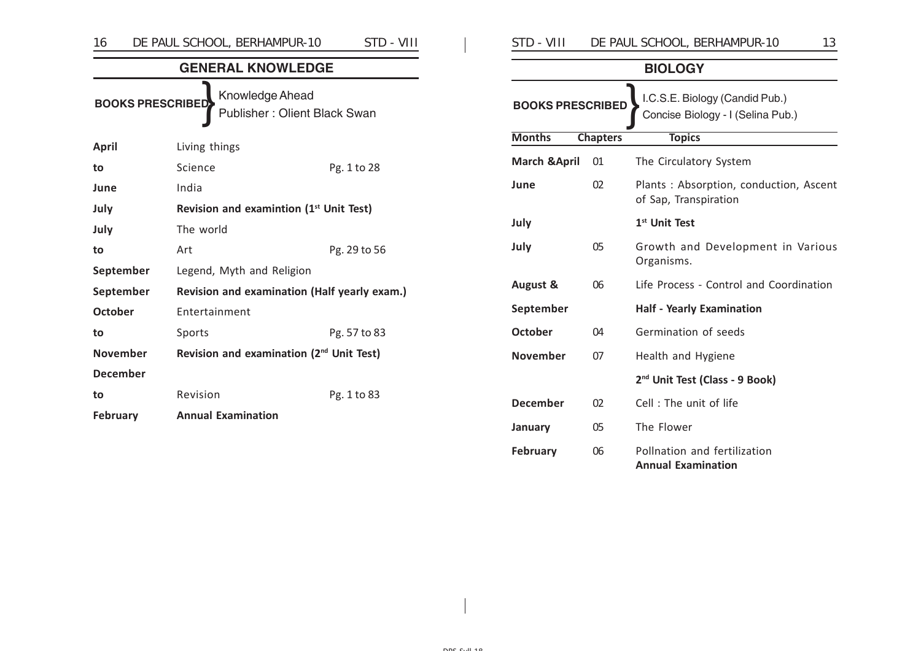## GENERAL KNOWLEDGE

**BOOKS PRESCRIBED** } Knowledge Ahead
Publisher : Olient Black Swan

| | | |
|---|---|---|
| **April** | Living things | |
| **to** | Science | Pg. 1 to 28 |
| **June** | India | |
| **July** | **Revision and examintion (1st Unit Test)** | |
| **July** | The world | |
| **to** | Art | Pg. 29 to 56 |
| **September** | Legend, Myth and Religion | |
| **September** | **Revision and examination (Half yearly exam.)** | |
| **October** | Entertainment | |
| **to** | Sports | Pg. 57 to 83 |
| **November** | **Revision and examination (2nd Unit Test)** | |
| **December** | | |
| **to** | Revision | Pg. 1 to 83 |
| **February** | **Annual Examination** | |

## BIOLOGY

**BOOKS PRESCRIBED** } I.C.S.E. Biology (Candid Pub.)
Concise Biology - I (Selina Pub.)

| Months | Chapters | Topics |
|---|---|---|
| **March &April** | 01 | The Circulatory System |
| **June** | 02 | Plants : Absorption, conduction, Ascent of Sap, Transpiration |
| **July** | | **1st Unit Test** |
| **July** | 05 | Growth and Development in Various Organisms. |
| **August &** | 06 | Life Process - Control and Coordination |
| **September** | | **Half - Yearly Examination** |
| **October** | 04 | Germination of seeds |
| **November** | 07 | Health and Hygiene |
| | | **2nd Unit Test (Class - 9 Book)** |
| **December** | 02 | Cell : The unit of life |
| **January** | 05 | The Flower |
| **February** | 06 | Pollnation and fertilization **Annual Examination** |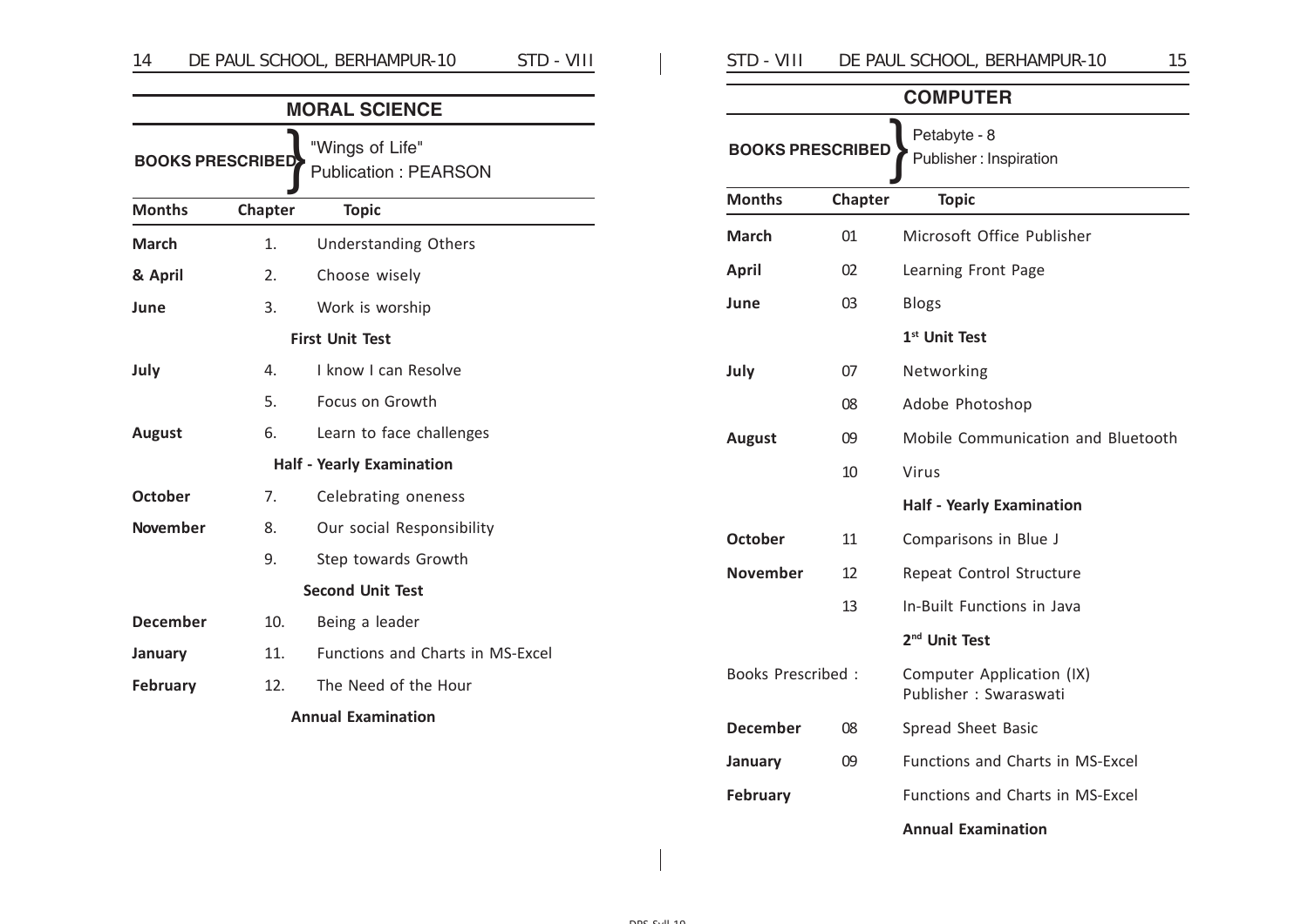## MORAL SCIENCE

**BOOKS PRESCRIBED** "Wings of Life" Publication : PEARSON

| Months | Chapter | Topic |
|---|---|---|
| **March** | 1. | Understanding Others |
| **& April** | 2. | Choose wisely |
| **June** | 3. | Work is worship |
| | | **First Unit Test** |
| **July** | 4. | I know I can Resolve |
| | 5. | Focus on Growth |
| **August** | 6. | Learn to face challenges |
| | | **Half - Yearly Examination** |
| **October** | 7. | Celebrating oneness |
| **November** | 8. | Our social Responsibility |
| | 9. | Step towards Growth |
| | | **Second Unit Test** |
| **December** | 10. | Being a leader |
| **January** | 11. | Functions and Charts in MS-Excel |
| **February** | 12. | The Need of the Hour |
| | | **Annual Examination** |

## COMPUTER

**BOOKS PRESCRIBED** Petabyte - 8 Publisher : Inspiration

| Months | Chapter | Topic |
|---|---|---|
| **March** | 01 | Microsoft Office Publisher |
| **April** | 02 | Learning Front Page |
| **June** | 03 | Blogs |
| | | **1st Unit Test** |
| **July** | 07 | Networking |
| | 08 | Adobe Photoshop |
| **August** | 09 | Mobile Communication and Bluetooth |
| | 10 | Virus |
| | | **Half - Yearly Examination** |
| **October** | 11 | Comparisons in Blue J |
| **November** | 12 | Repeat Control Structure |
| | 13 | In-Built Functions in Java |
| | | **2nd Unit Test** |
| Books Prescribed : | | Computer Application (IX) Publisher : Swaraswati |
| **December** | 08 | Spread Sheet Basic |
| **January** | 09 | Functions and Charts in MS-Excel |
| **February** | | Functions and Charts in MS-Excel |
| | | **Annual Examination** |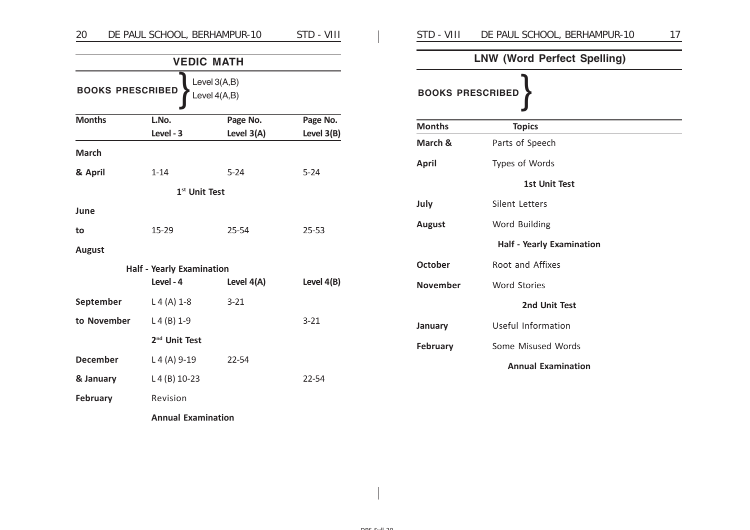## VEDIC MATH

**BOOKS PRESCRIBED** } Level 3(A,B)
Level 4(A,B)

| Months | L.No. Level - 3 | Page No. Level 3(A) | Page No. Level 3(B) |
|---|---|---|---|
| March & April | 1-14 | 5-24 | 5-24 |
| | **1st Unit Test** | | |
| June to August | 15-29 | 25-54 | 25-53 |
| | **Half - Yearly Examination** | | |
| | **Level - 4** | **Level 4(A)** | **Level 4(B)** |
| September to November | L 4 (A) 1-8 | 3-21 | |
| | L 4 (B) 1-9 | | 3-21 |
| | **2nd Unit Test** | | |
| December & January | L 4 (A) 9-19 | 22-54 | |
| | L 4 (B) 10-23 | | 22-54 |
| February | Revision | | |
| | **Annual Examination** | | |

## LNW (Word Perfect Spelling)

**BOOKS PRESCRIBED** }

| Months | Topics |
|---|---|
| March & | Parts of Speech |
| April | Types of Words |
| | **1st Unit Test** |
| July | Silent Letters |
| August | Word Building |
| | **Half - Yearly Examination** |
| October | Root and Affixes |
| November | Word Stories |
| | **2nd Unit Test** |
| January | Useful Information |
| February | Some Misused Words |
| | **Annual Examination** |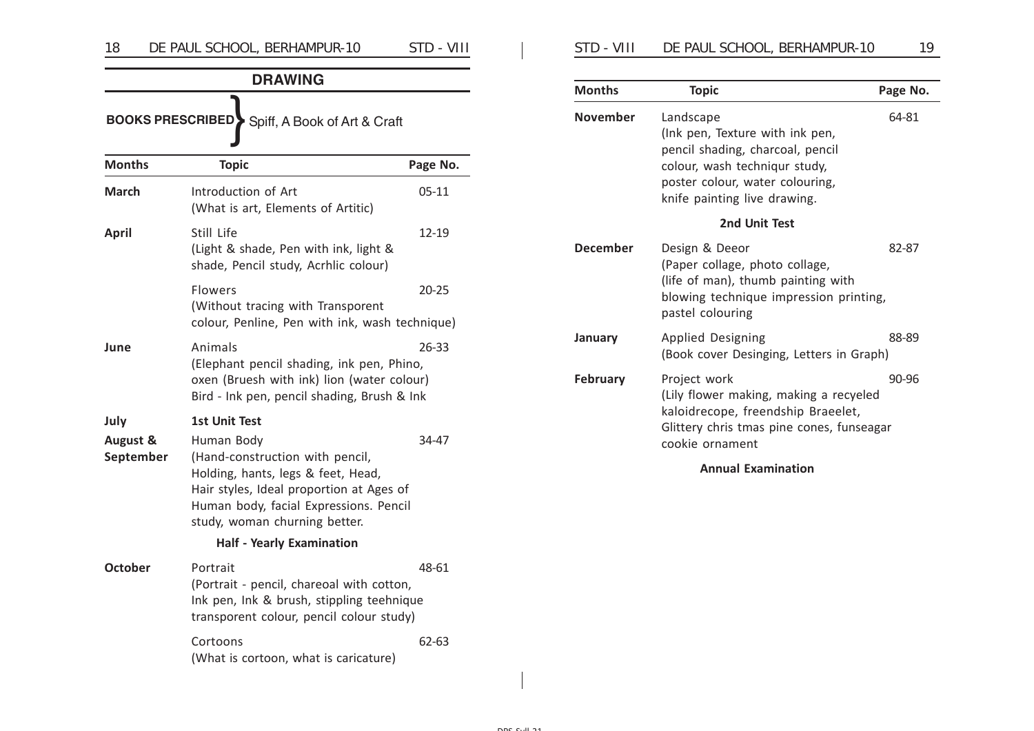## DRAWING

**BOOKS PRESCRIBED** } Spiff, A Book of Art & Craft

| Months | Topic | Page No. |
|---|---|---|
| **March** | Introduction of Art (What is art, Elements of Artitic) | 05-11 |
| **April** | Still Life (Light & shade, Pen with ink, light & shade, Pencil study, Acrhlic colour) | 12-19 |
| | Flowers (Without tracing with Transporent colour, Penline, Pen with ink, wash technique) | 20-25 |
| **June** | Animals (Elephant pencil shading, ink pen, Phino, oxen (Bruesh with ink) lion (water colour) Bird - Ink pen, pencil shading, Brush & Ink | 26-33 |
| **July** | **1st Unit Test** | |
| **August & September** | Human Body (Hand-construction with pencil, Holding, hants, legs & feet, Head, Hair styles, Ideal proportion at Ages of Human body, facial Expressions. Pencil study, woman churning better. | 34-47 |
| | **Half - Yearly Examination** | |
| **October** | Portrait (Portrait - pencil, chareoal with cotton, Ink pen, Ink & brush, stippling teehnique transporent colour, pencil colour study) | 48-61 |
| | Cortoons (What is cortoon, what is caricature) | 62-63 |
| **November** | Landscape (Ink pen, Texture with ink pen, pencil shading, charcoal, pencil colour, wash techniqur study, poster colour, water colouring, knife painting live drawing. | 64-81 |
| | **2nd Unit Test** | |
| **December** | Design & Deeor (Paper collage, photo collage, (life of man), thumb painting with blowing technique impression printing, pastel colouring | 82-87 |
| **January** | Applied Designing (Book cover Desinging, Letters in Graph) | 88-89 |
| **February** | Project work (Lily flower making, making a recyeled kaloidrecope, freendship Braeelet, Glittery chris tmas pine cones, funseagar cookie ornament | 90-96 |
| | **Annual Examination** | |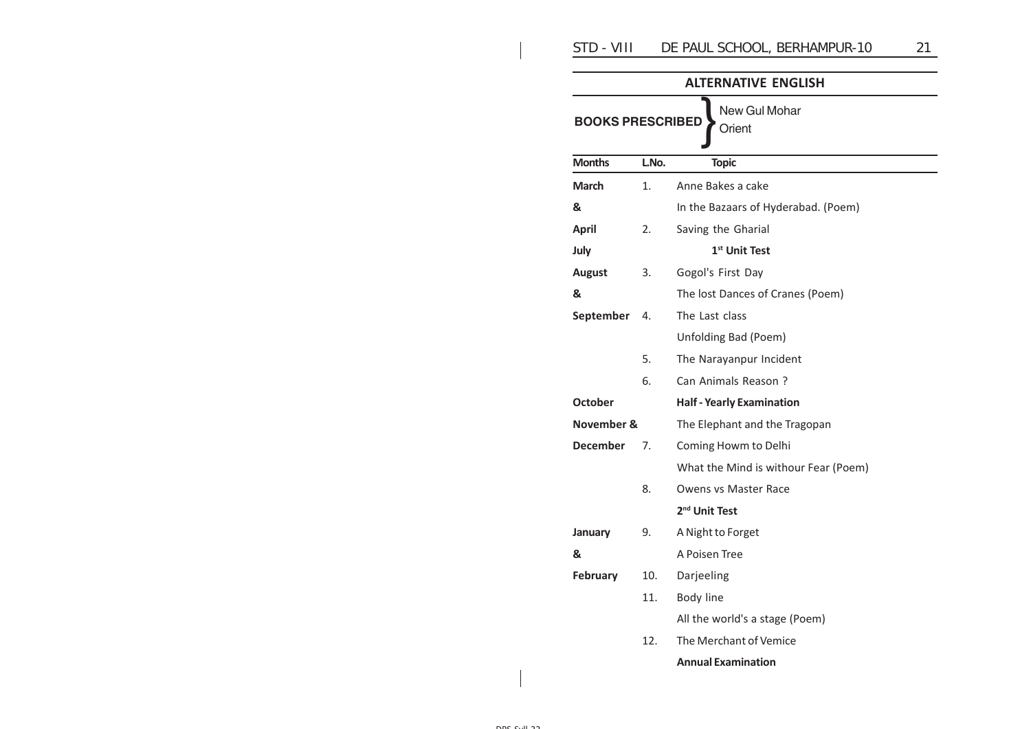## ALTERNATIVE ENGLISH

**BOOKS PRESCRIBED** } New Gul Mohar Orient

| Months | L.No. | Topic |
|---|---|---|
| **March** | 1. | Anne Bakes a cake |
| **&** | | In the Bazaars of Hyderabad. (Poem) |
| **April** | 2. | Saving the Gharial |
| **July** | | **1st Unit Test** |
| **August** | 3. | Gogol's First Day |
| **&** | | The lost Dances of Cranes (Poem) |
| **September** | 4. | The Last class |
| | | Unfolding Bad (Poem) |
| | 5. | The Narayanpur Incident |
| | 6. | Can Animals Reason ? |
| **October** | | **Half - Yearly Examination** |
| **November &** | | The Elephant and the Tragopan |
| **December** | 7. | Coming Howm to Delhi |
| | | What the Mind is withour Fear (Poem) |
| | 8. | Owens vs Master Race |
| | | **2nd Unit Test** |
| **January** | 9. | A Night to Forget |
| **&** | | A Poisen Tree |
| **February** | 10. | Darjeeling |
| | 11. | Body line |
| | | All the world's a stage (Poem) |
| | 12. | The Merchant of Vemice |
| | | **Annual Examination** |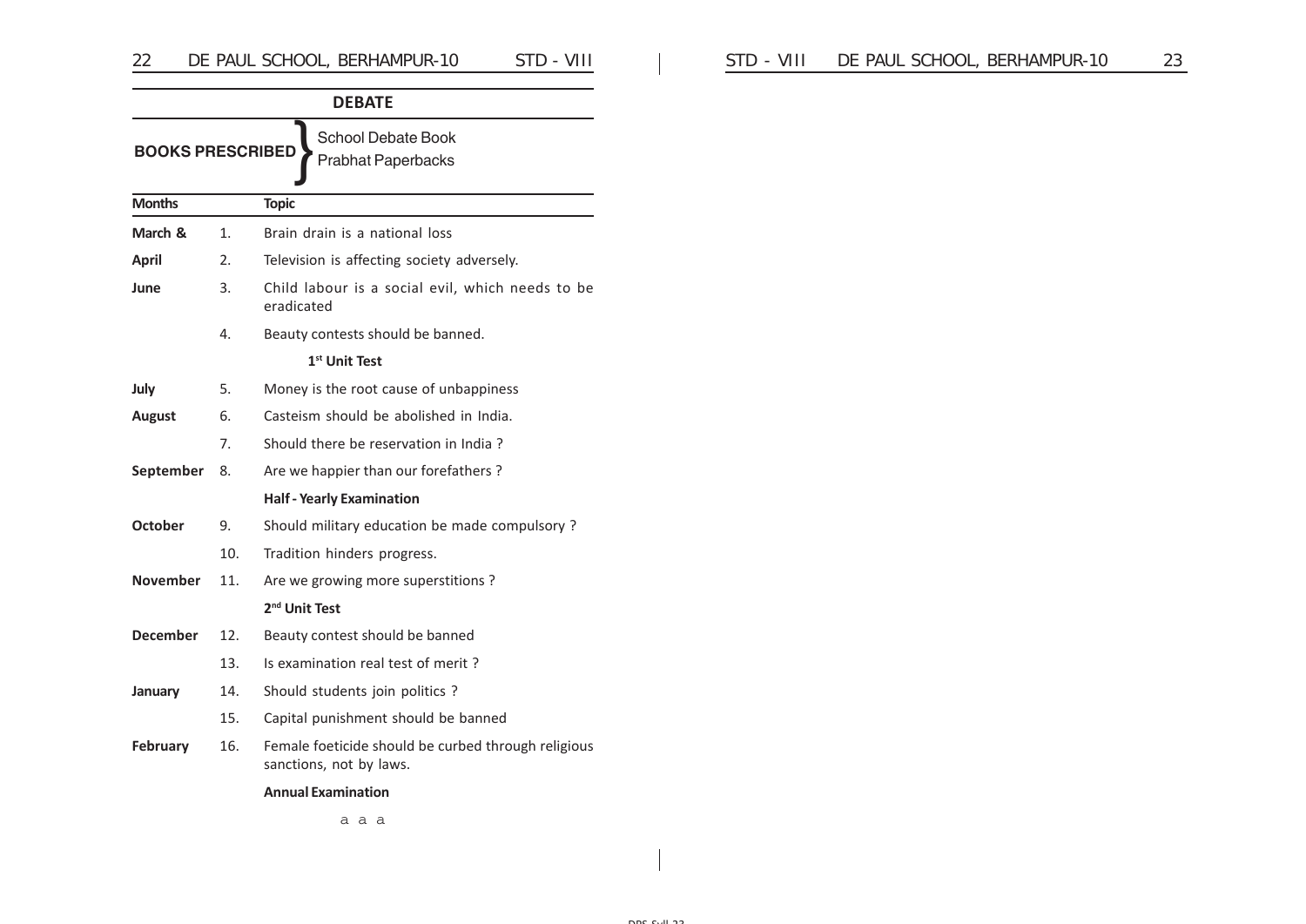## DEBATE

**BOOKS PRESCRIBED**
- School Debate Book
- Prabhat Paperbacks

| Months | | Topic |
|---|---|---|
| **March &** | 1. | Brain drain is a national loss |
| **April** | 2. | Television is affecting society adversely. |
| **June** | 3. | Child labour is a social evil, which needs to be eradicated |
| | 4. | Beauty contests should be banned. |
| | | **1st Unit Test** |
| **July** | 5. | Money is the root cause of unbappiness |
| **August** | 6. | Casteism should be abolished in India. |
| | 7. | Should there be reservation in India ? |
| **September** | 8. | Are we happier than our forefathers ? |
| | | **Half - Yearly Examination** |
| **October** | 9. | Should military education be made compulsory ? |
| | 10. | Tradition hinders progress. |
| **November** | 11. | Are we growing more superstitions ? |
| | | **2nd Unit Test** |
| **December** | 12. | Beauty contest should be banned |
| | 13. | Is examination real test of merit ? |
| **January** | 14. | Should students join politics ? |
| | 15. | Capital punishment should be banned |
| **February** | 16. | Female foeticide should be curbed through religious sanctions, not by laws. |
| | | **Annual Examination** |